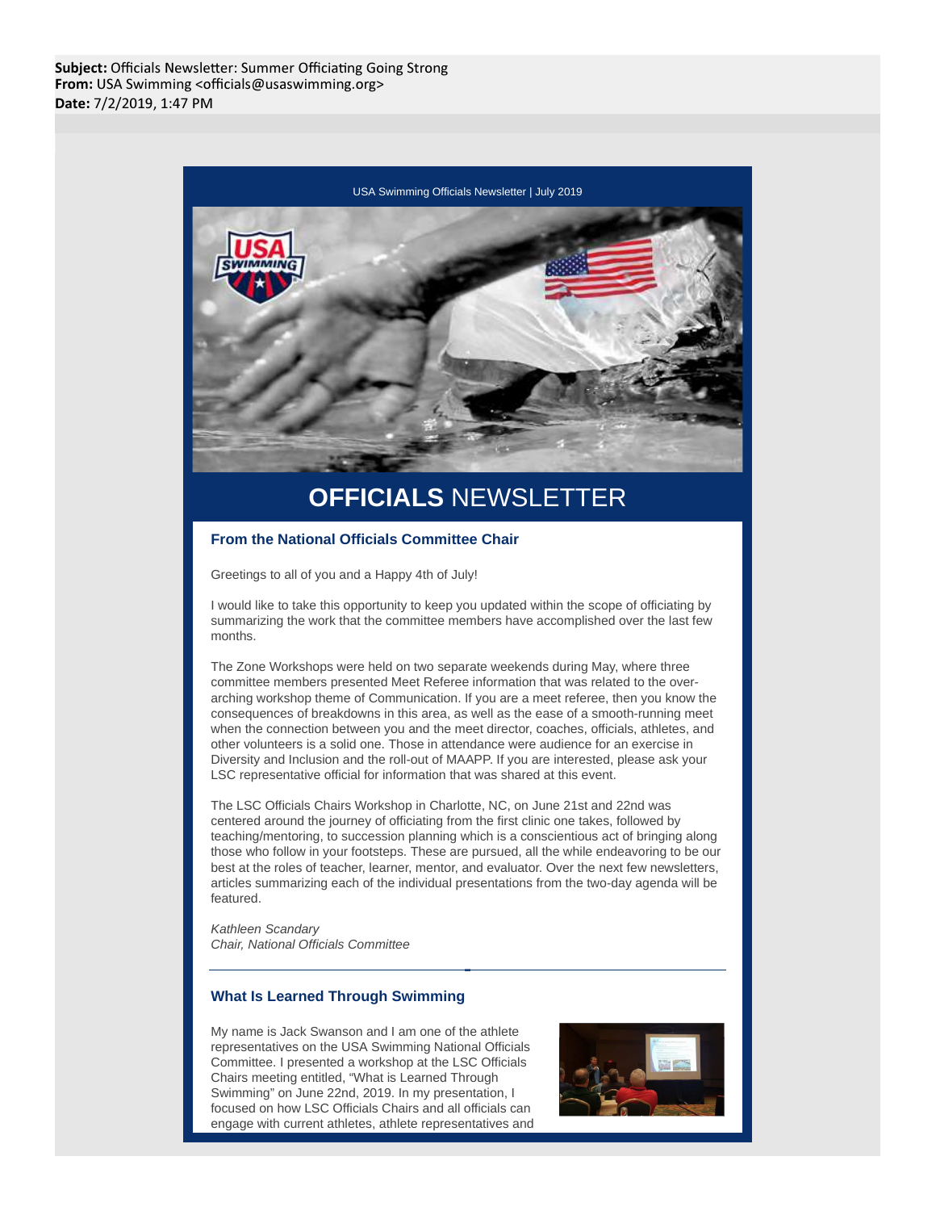**Subject:** Officials Newsletter: Summer Officiating Going Strong
**From:** USA Swimming <officials@usaswimming.org>
**Date:** 7/2/2019, 1:47 PM

USA Swimming Officials Newsletter | July 2019

# **OFFICIALS** NEWSLETTER

## From the National Officials Committee Chair

Greetings to all of you and a Happy 4th of July!

I would like to take this opportunity to keep you updated within the scope of officiating by summarizing the work that the committee members have accomplished over the last few months.

The Zone Workshops were held on two separate weekends during May, where three committee members presented Meet Referee information that was related to the over-arching workshop theme of Communication. If you are a meet referee, then you know the consequences of breakdowns in this area, as well as the ease of a smooth-running meet when the connection between you and the meet director, coaches, officials, athletes, and other volunteers is a solid one. Those in attendance were audience for an exercise in Diversity and Inclusion and the roll-out of MAAPP. If you are interested, please ask your LSC representative official for information that was shared at this event.

The LSC Officials Chairs Workshop in Charlotte, NC, on June 21st and 22nd was centered around the journey of officiating from the first clinic one takes, followed by teaching/mentoring, to succession planning which is a conscientious act of bringing along those who follow in your footsteps. These are pursued, all the while endeavoring to be our best at the roles of teacher, learner, mentor, and evaluator. Over the next few newsletters, articles summarizing each of the individual presentations from the two-day agenda will be featured.

*Kathleen Scandary*
*Chair, National Officials Committee*

---

## What Is Learned Through Swimming

My name is Jack Swanson and I am one of the athlete representatives on the USA Swimming National Officials Committee. I presented a workshop at the LSC Officials Chairs meeting entitled, "What is Learned Through Swimming" on June 22nd, 2019. In my presentation, I focused on how LSC Officials Chairs and all officials can engage with current athletes, athlete representatives and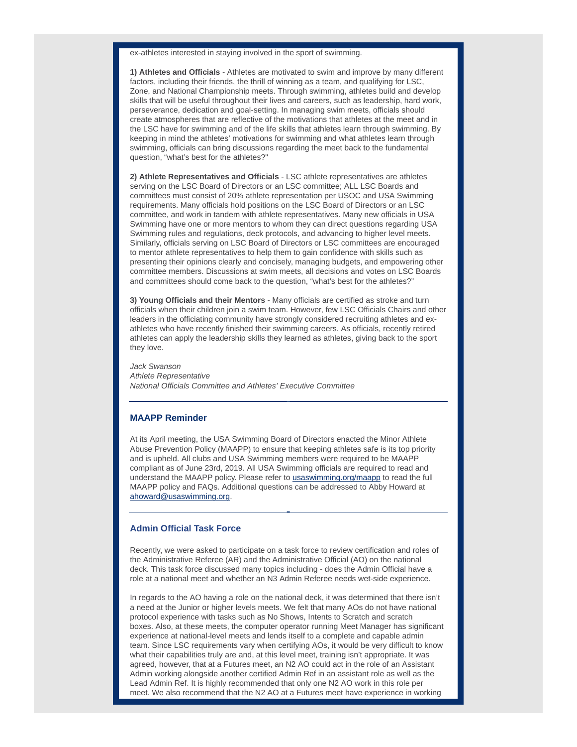ex-athletes interested in staying involved in the sport of swimming.

**1) Athletes and Officials** - Athletes are motivated to swim and improve by many different factors, including their friends, the thrill of winning as a team, and qualifying for LSC, Zone, and National Championship meets. Through swimming, athletes build and develop skills that will be useful throughout their lives and careers, such as leadership, hard work, perseverance, dedication and goal-setting. In managing swim meets, officials should create atmospheres that are reflective of the motivations that athletes at the meet and in the LSC have for swimming and of the life skills that athletes learn through swimming. By keeping in mind the athletes' motivations for swimming and what athletes learn through swimming, officials can bring discussions regarding the meet back to the fundamental question, "what's best for the athletes?"

**2) Athlete Representatives and Officials** - LSC athlete representatives are athletes serving on the LSC Board of Directors or an LSC committee; ALL LSC Boards and committees must consist of 20% athlete representation per USOC and USA Swimming requirements. Many officials hold positions on the LSC Board of Directors or an LSC committee, and work in tandem with athlete representatives. Many new officials in USA Swimming have one or more mentors to whom they can direct questions regarding USA Swimming rules and regulations, deck protocols, and advancing to higher level meets. Similarly, officials serving on LSC Board of Directors or LSC committees are encouraged to mentor athlete representatives to help them to gain confidence with skills such as presenting their opinions clearly and concisely, managing budgets, and empowering other committee members. Discussions at swim meets, all decisions and votes on LSC Boards and committees should come back to the question, "what's best for the athletes?"

**3) Young Officials and their Mentors** - Many officials are certified as stroke and turn officials when their children join a swim team. However, few LSC Officials Chairs and other leaders in the officiating community have strongly considered recruiting athletes and ex-athletes who have recently finished their swimming careers. As officials, recently retired athletes can apply the leadership skills they learned as athletes, giving back to the sport they love.

*Jack Swanson*
*Athlete Representative*
*National Officials Committee and Athletes' Executive Committee*

---

## MAAPP Reminder

At its April meeting, the USA Swimming Board of Directors enacted the Minor Athlete Abuse Prevention Policy (MAAPP) to ensure that keeping athletes safe is its top priority and is upheld. All clubs and USA Swimming members were required to be MAAPP compliant as of June 23rd, 2019. All USA Swimming officials are required to read and understand the MAAPP policy. Please refer to usaswimming.org/maapp to read the full MAAPP policy and FAQs. Additional questions can be addressed to Abby Howard at ahoward@usaswimming.org.

---

## Admin Official Task Force

Recently, we were asked to participate on a task force to review certification and roles of the Administrative Referee (AR) and the Administrative Official (AO) on the national deck. This task force discussed many topics including - does the Admin Official have a role at a national meet and whether an N3 Admin Referee needs wet-side experience.

In regards to the AO having a role on the national deck, it was determined that there isn't a need at the Junior or higher levels meets. We felt that many AOs do not have national protocol experience with tasks such as No Shows, Intents to Scratch and scratch boxes. Also, at these meets, the computer operator running Meet Manager has significant experience at national-level meets and lends itself to a complete and capable admin team. Since LSC requirements vary when certifying AOs, it would be very difficult to know what their capabilities truly are and, at this level meet, training isn't appropriate. It was agreed, however, that at a Futures meet, an N2 AO could act in the role of an Assistant Admin working alongside another certified Admin Ref in an assistant role as well as the Lead Admin Ref. It is highly recommended that only one N2 AO work in this role per meet. We also recommend that the N2 AO at a Futures meet have experience in working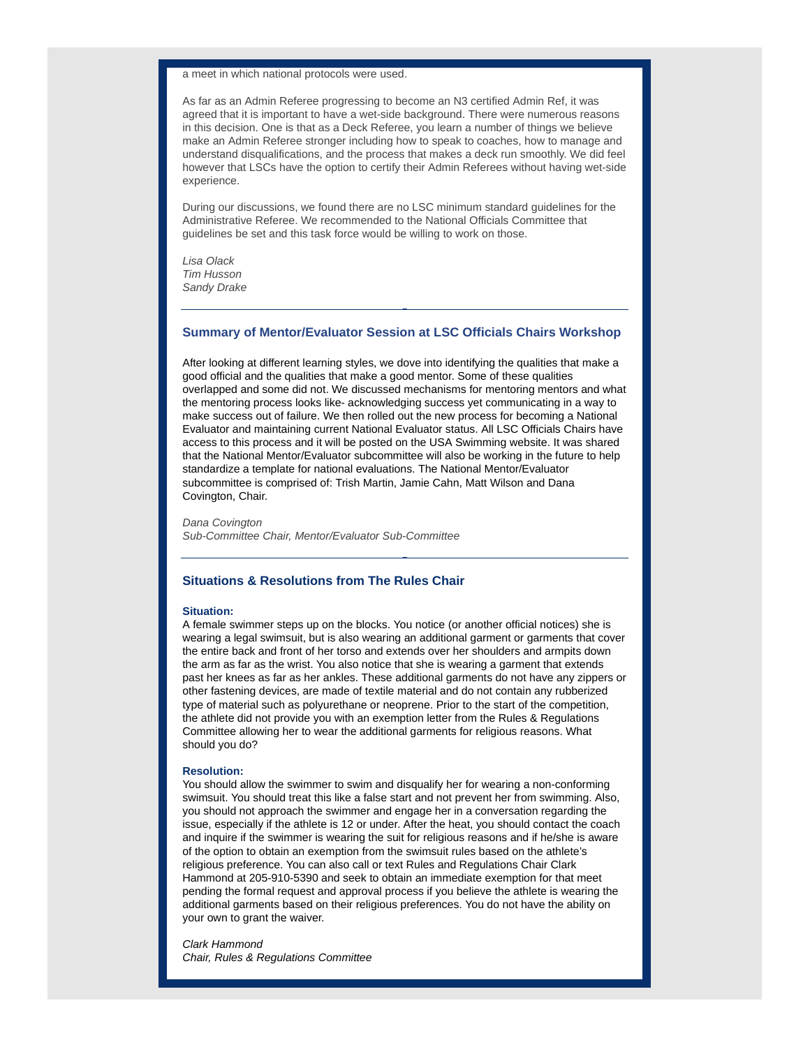a meet in which national protocols were used.

As far as an Admin Referee progressing to become an N3 certified Admin Ref, it was agreed that it is important to have a wet-side background. There were numerous reasons in this decision. One is that as a Deck Referee, you learn a number of things we believe make an Admin Referee stronger including how to speak to coaches, how to manage and understand disqualifications, and the process that makes a deck run smoothly. We did feel however that LSCs have the option to certify their Admin Referees without having wet-side experience.

During our discussions, we found there are no LSC minimum standard guidelines for the Administrative Referee. We recommended to the National Officials Committee that guidelines be set and this task force would be willing to work on those.

*Lisa Olack*
*Tim Husson*
*Sandy Drake*

---

## Summary of Mentor/Evaluator Session at LSC Officials Chairs Workshop

After looking at different learning styles, we dove into identifying the qualities that make a good official and the qualities that make a good mentor. Some of these qualities overlapped and some did not. We discussed mechanisms for mentoring mentors and what the mentoring process looks like- acknowledging success yet communicating in a way to make success out of failure. We then rolled out the new process for becoming a National Evaluator and maintaining current National Evaluator status. All LSC Officials Chairs have access to this process and it will be posted on the USA Swimming website. It was shared that the National Mentor/Evaluator subcommittee will also be working in the future to help standardize a template for national evaluations. The National Mentor/Evaluator subcommittee is comprised of: Trish Martin, Jamie Cahn, Matt Wilson and Dana Covington, Chair.

*Dana Covington*
*Sub-Committee Chair, Mentor/Evaluator Sub-Committee*

---

## Situations & Resolutions from The Rules Chair

**Situation:**
A female swimmer steps up on the blocks. You notice (or another official notices) she is wearing a legal swimsuit, but is also wearing an additional garment or garments that cover the entire back and front of her torso and extends over her shoulders and armpits down the arm as far as the wrist. You also notice that she is wearing a garment that extends past her knees as far as her ankles. These additional garments do not have any zippers or other fastening devices, are made of textile material and do not contain any rubberized type of material such as polyurethane or neoprene. Prior to the start of the competition, the athlete did not provide you with an exemption letter from the Rules & Regulations Committee allowing her to wear the additional garments for religious reasons. What should you do?

**Resolution:**
You should allow the swimmer to swim and disqualify her for wearing a non-conforming swimsuit. You should treat this like a false start and not prevent her from swimming. Also, you should not approach the swimmer and engage her in a conversation regarding the issue, especially if the athlete is 12 or under. After the heat, you should contact the coach and inquire if the swimmer is wearing the suit for religious reasons and if he/she is aware of the option to obtain an exemption from the swimsuit rules based on the athlete's religious preference. You can also call or text Rules and Regulations Chair Clark Hammond at 205-910-5390 and seek to obtain an immediate exemption for that meet pending the formal request and approval process if you believe the athlete is wearing the additional garments based on their religious preferences. You do not have the ability on your own to grant the waiver.

*Clark Hammond*
*Chair, Rules & Regulations Committee*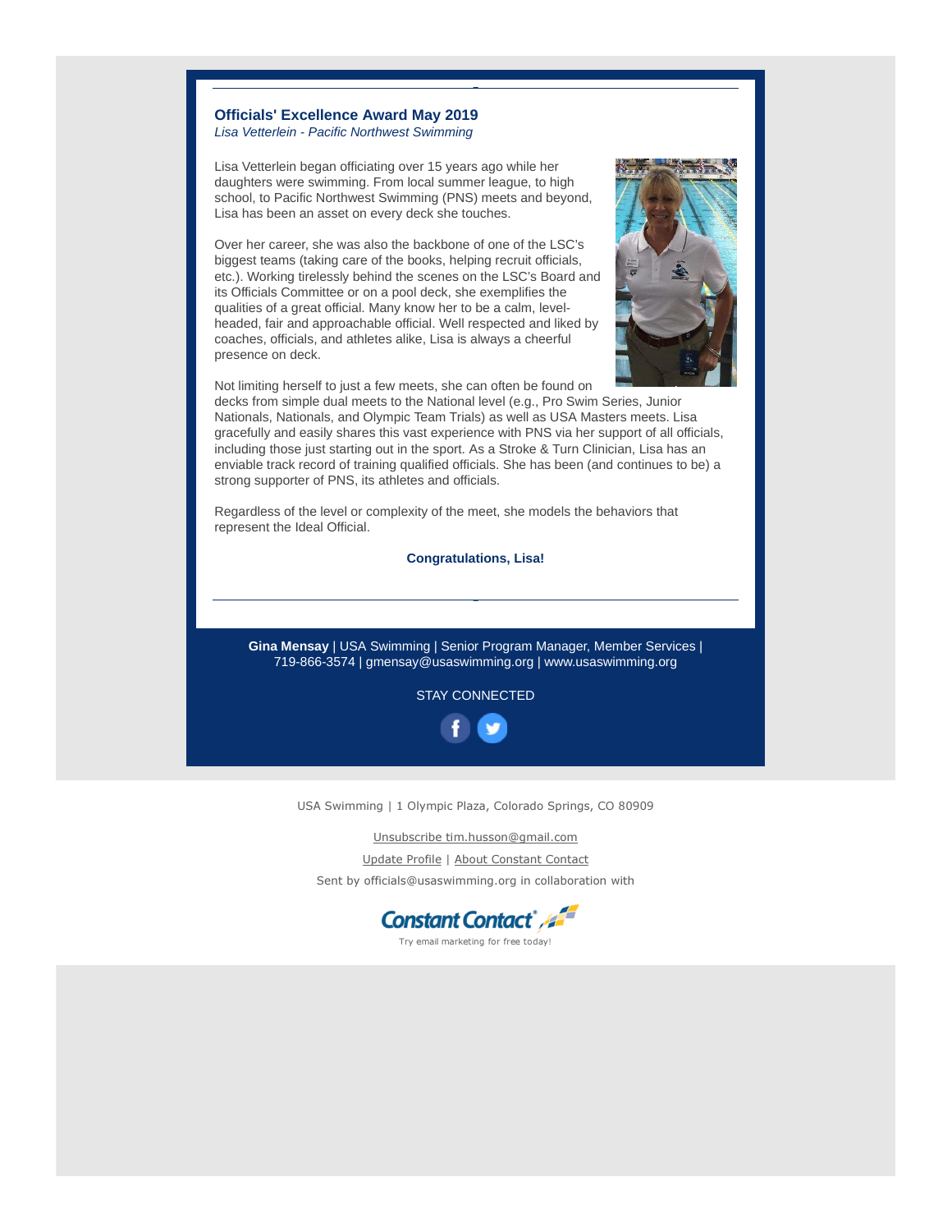### Officials' Excellence Award May 2019

*Lisa Vetterlein - Pacific Northwest Swimming*

Lisa Vetterlein began officiating over 15 years ago while her daughters were swimming. From local summer league, to high school, to Pacific Northwest Swimming (PNS) meets and beyond, Lisa has been an asset on every deck she touches.

Over her career, she was also the backbone of one of the LSC's biggest teams (taking care of the books, helping recruit officials, etc.). Working tirelessly behind the scenes on the LSC's Board and its Officials Committee or on a pool deck, she exemplifies the qualities of a great official. Many know her to be a calm, level-headed, fair and approachable official. Well respected and liked by coaches, officials, and athletes alike, Lisa is always a cheerful presence on deck.

Not limiting herself to just a few meets, she can often be found on decks from simple dual meets to the National level (e.g., Pro Swim Series, Junior Nationals, Nationals, and Olympic Team Trials) as well as USA Masters meets. Lisa gracefully and easily shares this vast experience with PNS via her support of all officials, including those just starting out in the sport. As a Stroke & Turn Clinician, Lisa has an enviable track record of training qualified officials. She has been (and continues to be) a strong supporter of PNS, its athletes and officials.

Regardless of the level or complexity of the meet, she models the behaviors that represent the Ideal Official.

**Congratulations, Lisa!**

**Gina Mensay** | USA Swimming | Senior Program Manager, Member Services | 719-866-3574 | gmensay@usaswimming.org | www.usaswimming.org

STAY CONNECTED

USA Swimming | 1 Olympic Plaza, Colorado Springs, CO 80909

Unsubscribe tim.husson@gmail.com

Update Profile | About Constant Contact

Sent by officials@usaswimming.org in collaboration with

Constant Contact

Try email marketing for free today!